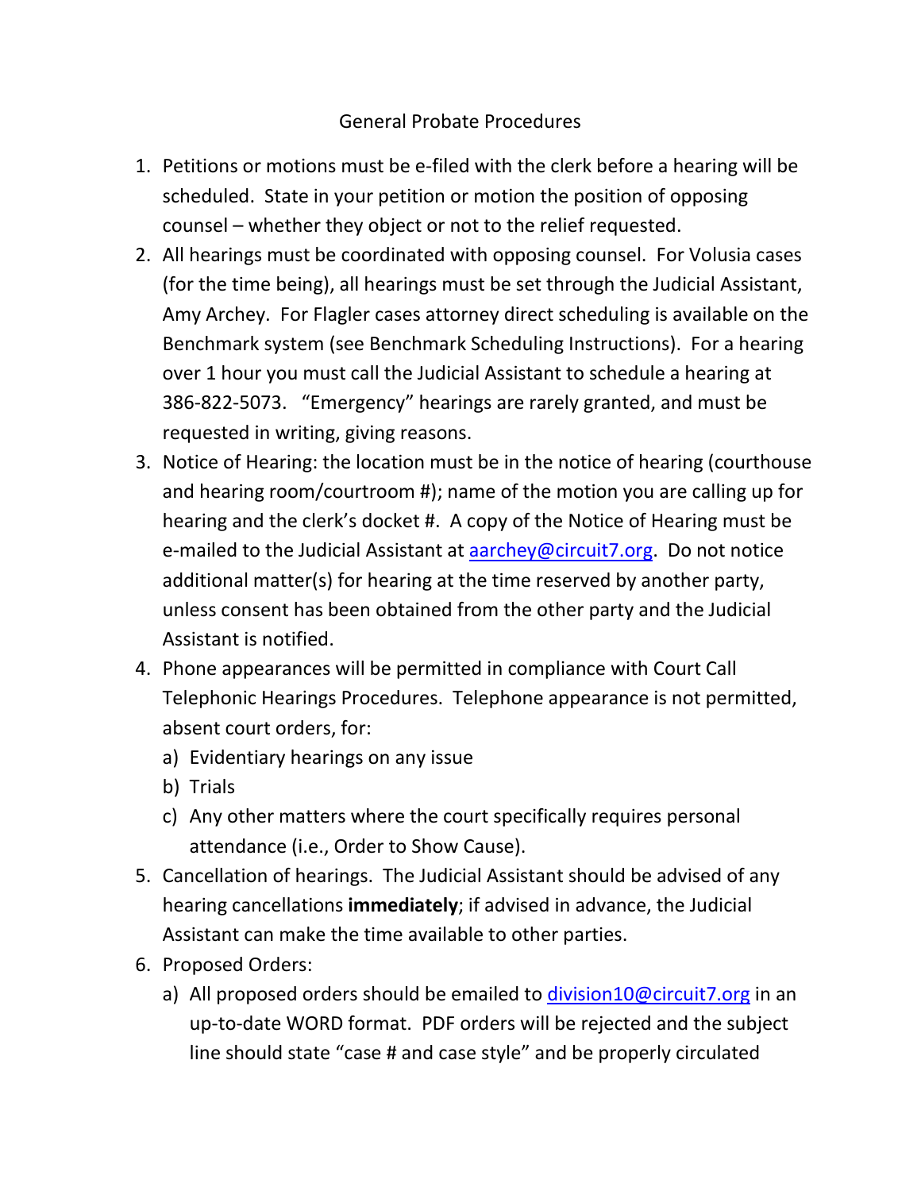# General Probate Procedures

1. Petitions or motions must be e-filed with the clerk before a hearing will be scheduled. State in your petition or motion the position of opposing counsel – whether they object or not to the relief requested.
2. All hearings must be coordinated with opposing counsel. For Volusia cases (for the time being), all hearings must be set through the Judicial Assistant, Amy Archey. For Flagler cases attorney direct scheduling is available on the Benchmark system (see Benchmark Scheduling Instructions). For a hearing over 1 hour you must call the Judicial Assistant to schedule a hearing at 386-822-5073. "Emergency" hearings are rarely granted, and must be requested in writing, giving reasons.
3. Notice of Hearing: the location must be in the notice of hearing (courthouse and hearing room/courtroom #); name of the motion you are calling up for hearing and the clerk's docket #. A copy of the Notice of Hearing must be e-mailed to the Judicial Assistant at aarchey@circuit7.org. Do not notice additional matter(s) for hearing at the time reserved by another party, unless consent has been obtained from the other party and the Judicial Assistant is notified.
4. Phone appearances will be permitted in compliance with Court Call Telephonic Hearings Procedures. Telephone appearance is not permitted, absent court orders, for:
   a) Evidentiary hearings on any issue
   b) Trials
   c) Any other matters where the court specifically requires personal attendance (i.e., Order to Show Cause).
5. Cancellation of hearings. The Judicial Assistant should be advised of any hearing cancellations **immediately**; if advised in advance, the Judicial Assistant can make the time available to other parties.
6. Proposed Orders:
   a) All proposed orders should be emailed to division10@circuit7.org in an up-to-date WORD format. PDF orders will be rejected and the subject line should state "case # and case style" and be properly circulated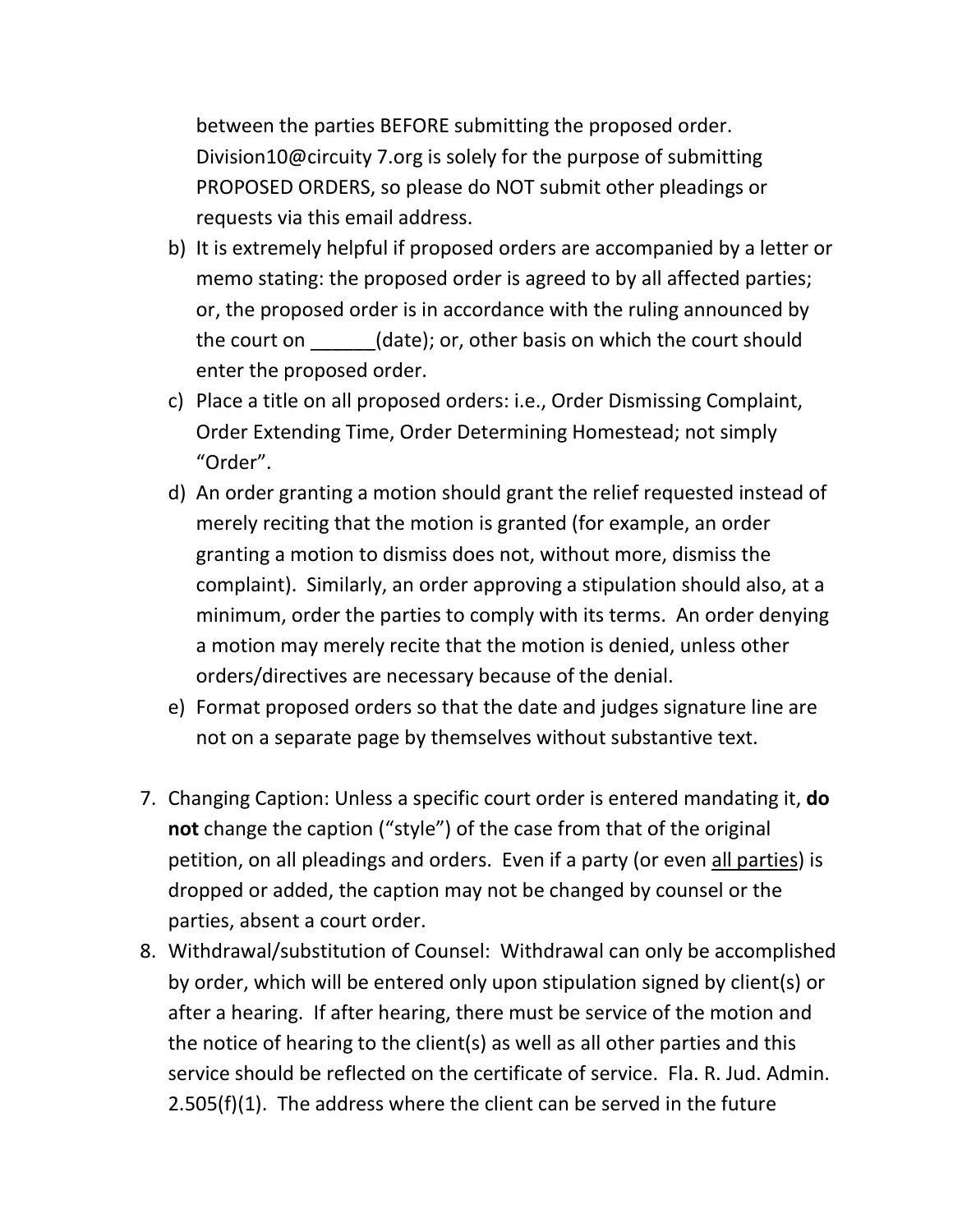between the parties BEFORE submitting the proposed order. Division10@circuity 7.org is solely for the purpose of submitting PROPOSED ORDERS, so please do NOT submit other pleadings or requests via this email address.

b) It is extremely helpful if proposed orders are accompanied by a letter or memo stating: the proposed order is agreed to by all affected parties; or, the proposed order is in accordance with the ruling announced by the court on ______(date); or, other basis on which the court should enter the proposed order.

c) Place a title on all proposed orders: i.e., Order Dismissing Complaint, Order Extending Time, Order Determining Homestead; not simply "Order".

d) An order granting a motion should grant the relief requested instead of merely reciting that the motion is granted (for example, an order granting a motion to dismiss does not, without more, dismiss the complaint). Similarly, an order approving a stipulation should also, at a minimum, order the parties to comply with its terms. An order denying a motion may merely recite that the motion is denied, unless other orders/directives are necessary because of the denial.

e) Format proposed orders so that the date and judges signature line are not on a separate page by themselves without substantive text.

7. Changing Caption: Unless a specific court order is entered mandating it, **do not** change the caption ("style") of the case from that of the original petition, on all pleadings and orders. Even if a party (or even <u>all parties</u>) is dropped or added, the caption may not be changed by counsel or the parties, absent a court order.

8. Withdrawal/substitution of Counsel: Withdrawal can only be accomplished by order, which will be entered only upon stipulation signed by client(s) or after a hearing. If after hearing, there must be service of the motion and the notice of hearing to the client(s) as well as all other parties and this service should be reflected on the certificate of service. Fla. R. Jud. Admin. 2.505(f)(1). The address where the client can be served in the future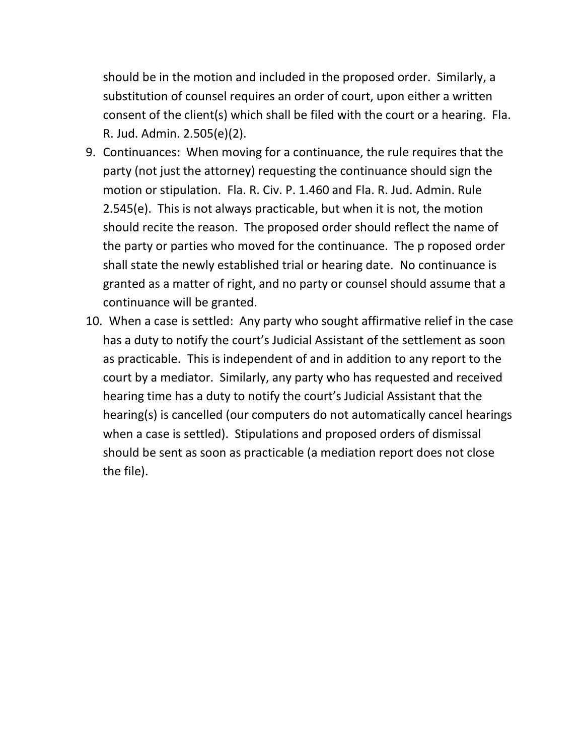should be in the motion and included in the proposed order. Similarly, a substitution of counsel requires an order of court, upon either a written consent of the client(s) which shall be filed with the court or a hearing. Fla. R. Jud. Admin. 2.505(e)(2).

9. Continuances: When moving for a continuance, the rule requires that the party (not just the attorney) requesting the continuance should sign the motion or stipulation. Fla. R. Civ. P. 1.460 and Fla. R. Jud. Admin. Rule 2.545(e). This is not always practicable, but when it is not, the motion should recite the reason. The proposed order should reflect the name of the party or parties who moved for the continuance. The p roposed order shall state the newly established trial or hearing date. No continuance is granted as a matter of right, and no party or counsel should assume that a continuance will be granted.
10. When a case is settled: Any party who sought affirmative relief in the case has a duty to notify the court's Judicial Assistant of the settlement as soon as practicable. This is independent of and in addition to any report to the court by a mediator. Similarly, any party who has requested and received hearing time has a duty to notify the court's Judicial Assistant that the hearing(s) is cancelled (our computers do not automatically cancel hearings when a case is settled). Stipulations and proposed orders of dismissal should be sent as soon as practicable (a mediation report does not close the file).